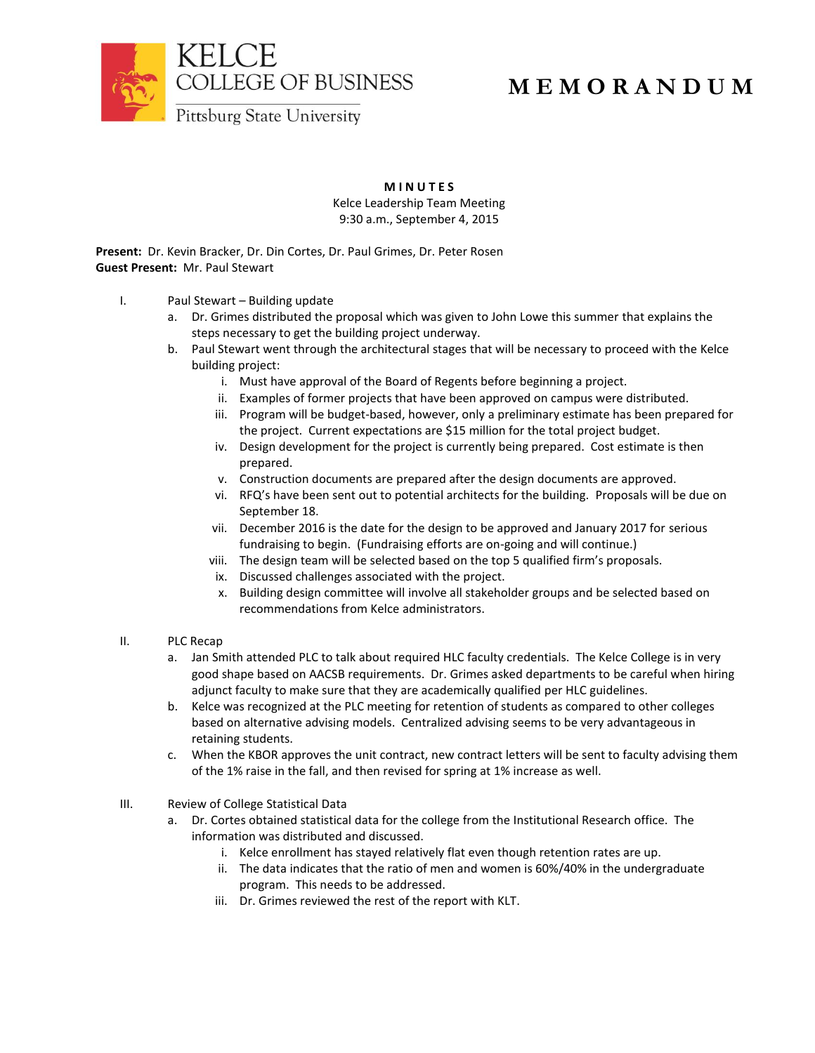KELCE
COLLEGE OF BUSINESS
Pittsburg State University

# MEMORANDUM

**MINUTES**
Kelce Leadership Team Meeting
9:30 a.m., September 4, 2015

**Present:** Dr. Kevin Bracker, Dr. Din Cortes, Dr. Paul Grimes, Dr. Peter Rosen
**Guest Present:** Mr. Paul Stewart

I. Paul Stewart – Building update
   a. Dr. Grimes distributed the proposal which was given to John Lowe this summer that explains the steps necessary to get the building project underway.
   b. Paul Stewart went through the architectural stages that will be necessary to proceed with the Kelce building project:
      i. Must have approval of the Board of Regents before beginning a project.
      ii. Examples of former projects that have been approved on campus were distributed.
      iii. Program will be budget-based, however, only a preliminary estimate has been prepared for the project. Current expectations are $15 million for the total project budget.
      iv. Design development for the project is currently being prepared. Cost estimate is then prepared.
      v. Construction documents are prepared after the design documents are approved.
      vi. RFQ's have been sent out to potential architects for the building. Proposals will be due on September 18.
      vii. December 2016 is the date for the design to be approved and January 2017 for serious fundraising to begin. (Fundraising efforts are on-going and will continue.)
      viii. The design team will be selected based on the top 5 qualified firm's proposals.
      ix. Discussed challenges associated with the project.
      x. Building design committee will involve all stakeholder groups and be selected based on recommendations from Kelce administrators.

II. PLC Recap
   a. Jan Smith attended PLC to talk about required HLC faculty credentials. The Kelce College is in very good shape based on AACSB requirements. Dr. Grimes asked departments to be careful when hiring adjunct faculty to make sure that they are academically qualified per HLC guidelines.
   b. Kelce was recognized at the PLC meeting for retention of students as compared to other colleges based on alternative advising models. Centralized advising seems to be very advantageous in retaining students.
   c. When the KBOR approves the unit contract, new contract letters will be sent to faculty advising them of the 1% raise in the fall, and then revised for spring at 1% increase as well.

III. Review of College Statistical Data
   a. Dr. Cortes obtained statistical data for the college from the Institutional Research office. The information was distributed and discussed.
      i. Kelce enrollment has stayed relatively flat even though retention rates are up.
      ii. The data indicates that the ratio of men and women is 60%/40% in the undergraduate program. This needs to be addressed.
      iii. Dr. Grimes reviewed the rest of the report with KLT.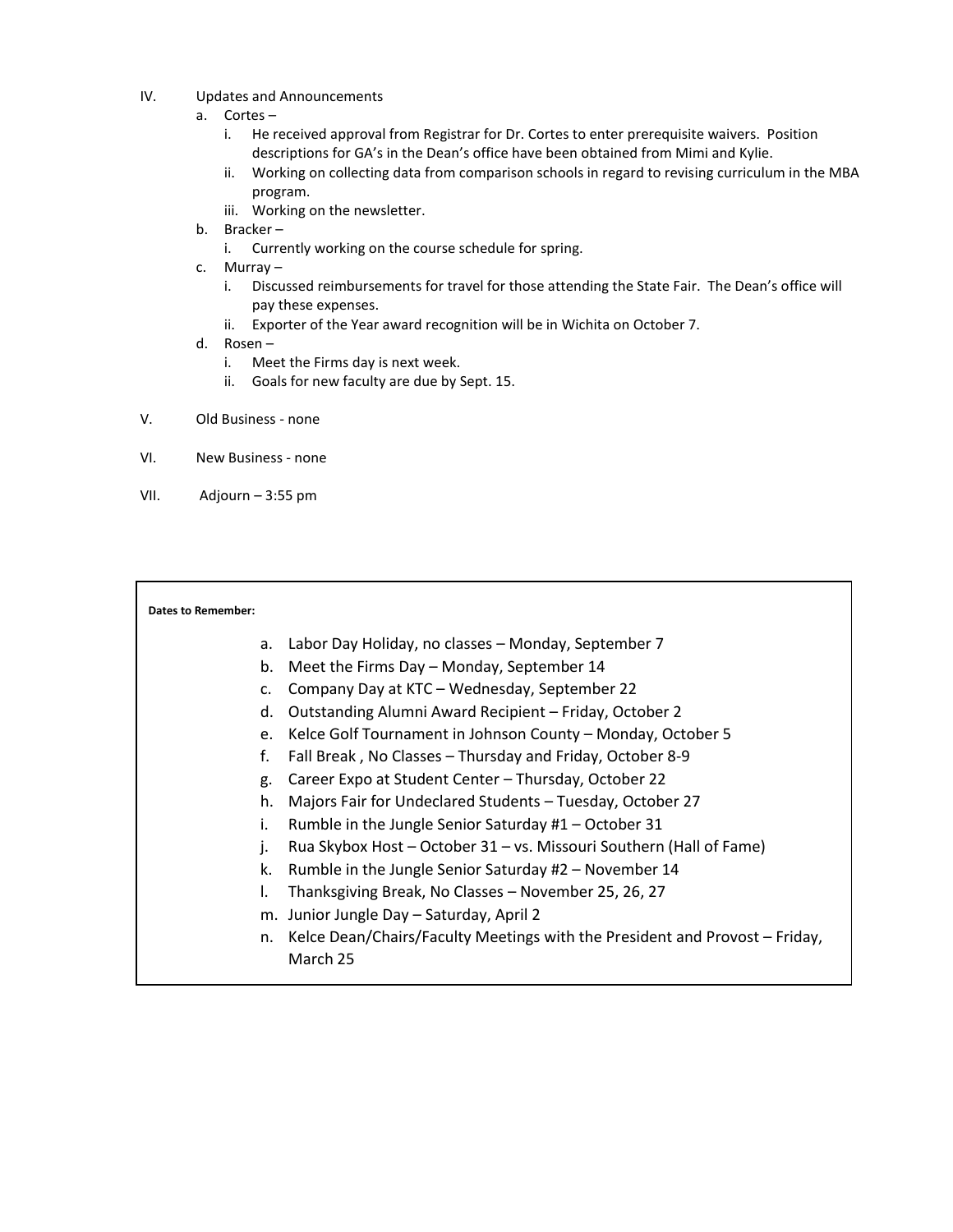IV. Updates and Announcements
   a. Cortes –
      i. He received approval from Registrar for Dr. Cortes to enter prerequisite waivers. Position descriptions for GA's in the Dean's office have been obtained from Mimi and Kylie.
      ii. Working on collecting data from comparison schools in regard to revising curriculum in the MBA program.
      iii. Working on the newsletter.
   b. Bracker –
      i. Currently working on the course schedule for spring.
   c. Murray –
      i. Discussed reimbursements for travel for those attending the State Fair. The Dean's office will pay these expenses.
      ii. Exporter of the Year award recognition will be in Wichita on October 7.
   d. Rosen –
      i. Meet the Firms day is next week.
      ii. Goals for new faculty are due by Sept. 15.

V. Old Business - none

VI. New Business - none

VII. Adjourn – 3:55 pm

**Dates to Remember:**

a. Labor Day Holiday, no classes – Monday, September 7
b. Meet the Firms Day – Monday, September 14
c. Company Day at KTC – Wednesday, September 22
d. Outstanding Alumni Award Recipient – Friday, October 2
e. Kelce Golf Tournament in Johnson County – Monday, October 5
f. Fall Break , No Classes – Thursday and Friday, October 8-9
g. Career Expo at Student Center – Thursday, October 22
h. Majors Fair for Undeclared Students – Tuesday, October 27
i. Rumble in the Jungle Senior Saturday #1 – October 31
j. Rua Skybox Host – October 31 – vs. Missouri Southern (Hall of Fame)
k. Rumble in the Jungle Senior Saturday #2 – November 14
l. Thanksgiving Break, No Classes – November 25, 26, 27
m. Junior Jungle Day – Saturday, April 2
n. Kelce Dean/Chairs/Faculty Meetings with the President and Provost – Friday, March 25